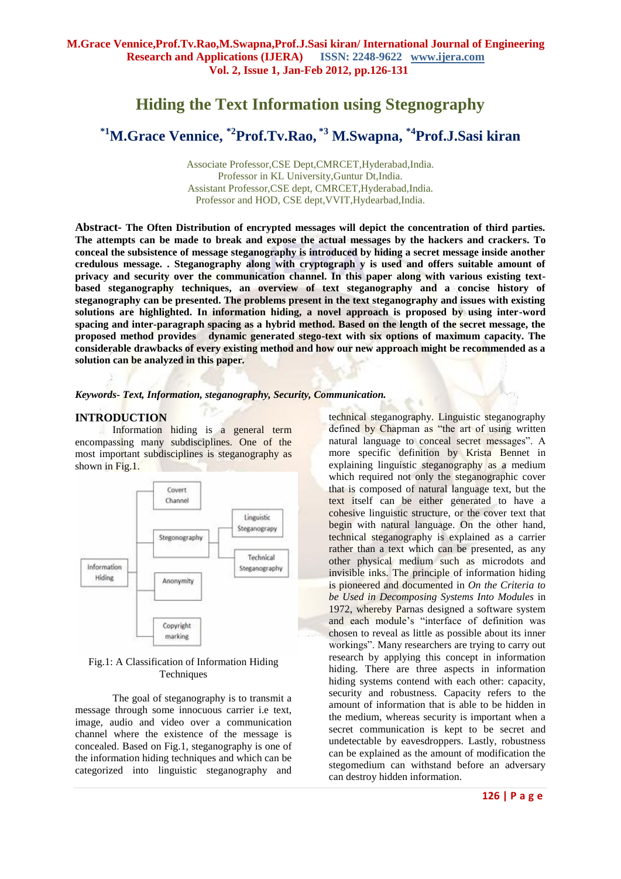# Hiding the Text Information using Stegnography

## *1M.Grace Vennice, *2Prof.Tv.Rao, *3 M.Swapna, *4Prof.J.Sasi kiran

Associate Professor,CSE Dept,CMRCET,Hyderabad,India.
Professor in KL University,Guntur Dt,India.
Assistant Professor,CSE dept, CMRCET,Hyderabad,India.
Professor and HOD, CSE dept,VVIT,Hydearbad,India.

**Abstract- The Often Distribution of encrypted messages will depict the concentration of third parties. The attempts can be made to break and expose the actual messages by the hackers and crackers. To conceal the subsistence of message steganography is introduced by hiding a secret message inside another credulous message. . Steganography along with cryptograph y is used and offers suitable amount of privacy and security over the communication channel. In this paper along with various existing text-based steganography techniques, an overview of text steganography and a concise history of steganography can be presented. The problems present in the text steganography and issues with existing solutions are highlighted. In information hiding, a novel approach is proposed by using inter-word spacing and inter-paragraph spacing as a hybrid method. Based on the length of the secret message, the proposed method provides dynamic generated stego-text with six options of maximum capacity. The considerable drawbacks of every existing method and how our new approach might be recommended as a solution can be analyzed in this paper.**

***Keywords- Text, Information, steganography, Security, Communication.***

## INTRODUCTION

Information hiding is a general term encompassing many subdisciplines. One of the most important subdisciplines is steganography as shown in Fig.1.

Fig.1: A Classification of Information Hiding Techniques

The goal of steganography is to transmit a message through some innocuous carrier i.e text, image, audio and video over a communication channel where the existence of the message is concealed. Based on Fig.1, steganography is one of the information hiding techniques and which can be categorized into linguistic steganography and technical steganography. Linguistic steganography defined by Chapman as "the art of using written natural language to conceal secret messages". A more specific definition by Krista Bennet in explaining linguistic steganography as a medium which required not only the steganographic cover that is composed of natural language text, but the text itself can be either generated to have a cohesive linguistic structure, or the cover text that begin with natural language. On the other hand, technical steganography is explained as a carrier rather than a text which can be presented, as any other physical medium such as microdots and invisible inks. The principle of information hiding is pioneered and documented in *On the Criteria to be Used in Decomposing Systems Into Modules* in 1972, whereby Parnas designed a software system and each module's "interface of definition was chosen to reveal as little as possible about its inner workings". Many researchers are trying to carry out research by applying this concept in information hiding. There are three aspects in information hiding systems contend with each other: capacity, security and robustness. Capacity refers to the amount of information that is able to be hidden in the medium, whereas security is important when a secret communication is kept to be secret and undetectable by eavesdroppers. Lastly, robustness can be explained as the amount of modification the stegomedium can withstand before an adversary can destroy hidden information.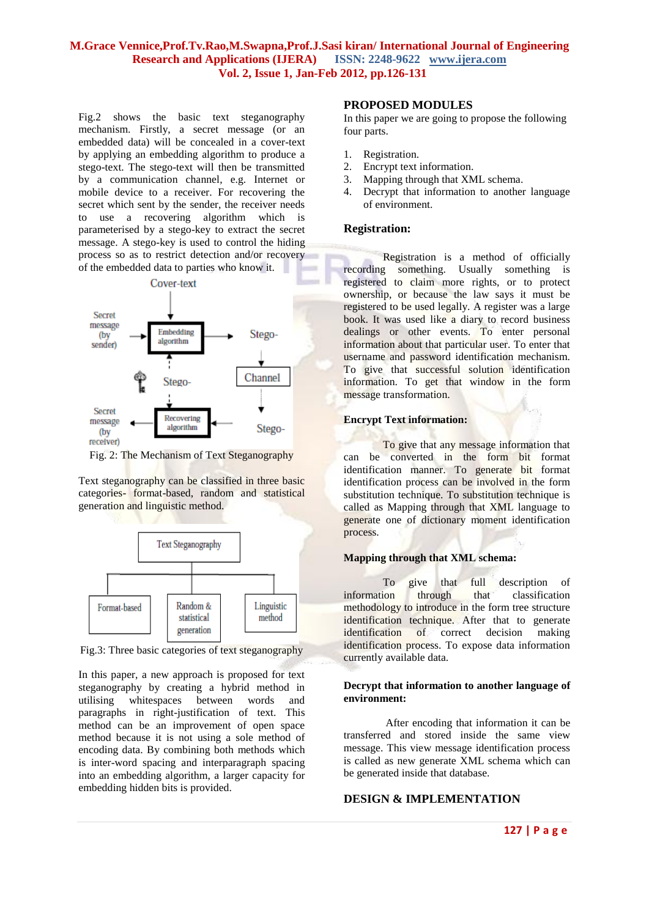Fig.2 shows the basic text steganography mechanism. Firstly, a secret message (or an embedded data) will be concealed in a cover-text by applying an embedding algorithm to produce a stego-text. The stego-text will then be transmitted by a communication channel, e.g. Internet or mobile device to a receiver. For recovering the secret which sent by the sender, the receiver needs to use a recovering algorithm which is parameterised by a stego-key to extract the secret message. A stego-key is used to control the hiding process so as to restrict detection and/or recovery of the embedded data to parties who know it.

Fig. 2: The Mechanism of Text Steganography

Text steganography can be classified in three basic categories- format-based, random and statistical generation and linguistic method.

Fig.3: Three basic categories of text steganography

In this paper, a new approach is proposed for text steganography by creating a hybrid method in utilising whitespaces between words and paragraphs in right-justification of text. This method can be an improvement of open space method because it is not using a sole method of encoding data. By combining both methods which is inter-word spacing and interparagraph spacing into an embedding algorithm, a larger capacity for embedding hidden bits is provided.

## PROPOSED MODULES

In this paper we are going to propose the following four parts.

1. Registration.
2. Encrypt text information.
3. Mapping through that XML schema.
4. Decrypt that information to another language of environment.

### Registration:

Registration is a method of officially recording something. Usually something is registered to claim more rights, or to protect ownership, or because the law says it must be registered to be used legally. A register was a large book. It was used like a diary to record business dealings or other events. To enter personal information about that particular user. To enter that username and password identification mechanism. To give that successful solution identification information. To get that window in the form message transformation.

### Encrypt Text information:

To give that any message information that can be converted in the form bit format identification manner. To generate bit format identification process can be involved in the form substitution technique. To substitution technique is called as Mapping through that XML language to generate one of dictionary moment identification process.

### Mapping through that XML schema:

To give that full description of information through that classification methodology to introduce in the form tree structure identification technique. After that to generate identification of correct decision making identification process. To expose data information currently available data.

### Decrypt that information to another language of environment:

After encoding that information it can be transferred and stored inside the same view message. This view message identification process is called as new generate XML schema which can be generated inside that database.

## DESIGN & IMPLEMENTATION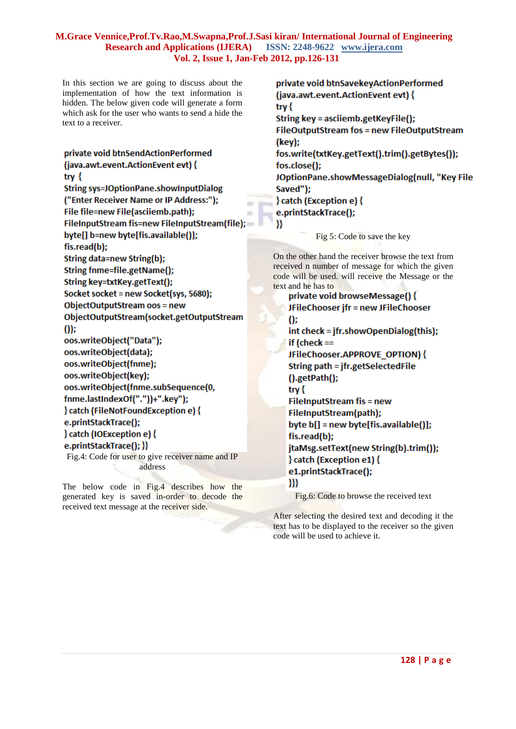In this section we are going to discuss about the implementation of how the text information is hidden. The below given code will generate a form which ask for the user who wants to send a hide the text to a receiver.

```
private void btnSendActionPerformed
(java.awt.event.ActionEvent evt) {
try {
String sys=JOptionPane.showInputDialog
("Enter Receiver Name or IP Address:");
File file=new File(asciiemb.path);
FileInputStream fis=new FileInputStream(file);
byte[] b=new byte[fis.available()];
fis.read(b);
String data=new String(b);
String fname=file.getName();
String key=txtKey.getText();
Socket socket = new Socket(sys, 5680);
ObjectOutputStream oos = new
ObjectOutputStream(socket.getOutputStream
());
oos.writeObject("Data");
oos.writeObject(data);
oos.writeObject(fname);
oos.writeObject(key);
oos.writeObject(fname.subSequence(0,
fname.lastIndexOf("."))+".key");
} catch (FileNotFoundException e) {
e.printStackTrace();
} catch (IOException e) {
e.printStackTrace(); }}
```

Fig.4: Code for user to give receiver name and IP address

The below code in Fig.4 describes how the generated key is saved in-order to decode the received text message at the receiver side.

```
private void btnSavekeyActionPerformed
(java.awt.event.ActionEvent evt) {
try {
String key = asciiemb.getKeyFile();
FileOutputStream fos = new FileOutputStream
(key);
fos.write(txtKey.getText().trim().getBytes());
fos.close();
JOptionPane.showMessageDialog(null, "Key File
Saved");
} catch (Exception e) {
e.printStackTrace();
}}
```

Fig 5: Code to save the key

On the other hand the receiver browse the text from received n number of message for which the given code will be used. will receive the Message or the text and he has to

```
private void browseMessage() {
JFileChooser jfr = new JFileChooser
();
int check = jfr.showOpenDialog(this);
if (check ==
JFileChooser.APPROVE_OPTION) {
String path = jfr.getSelectedFile
().getPath();
try {
FileInputStream fis = new
FileInputStream(path);
byte b[] = new byte[fis.available()];
fis.read(b);
jtaMsg.setText(new String(b).trim());
} catch (Exception e1) {
e1.printStackTrace();
}}}
```

Fig.6: Code to browse the received text

After selecting the desired text and decoding it the text has to be displayed to the receiver so the given code will be used to achieve it.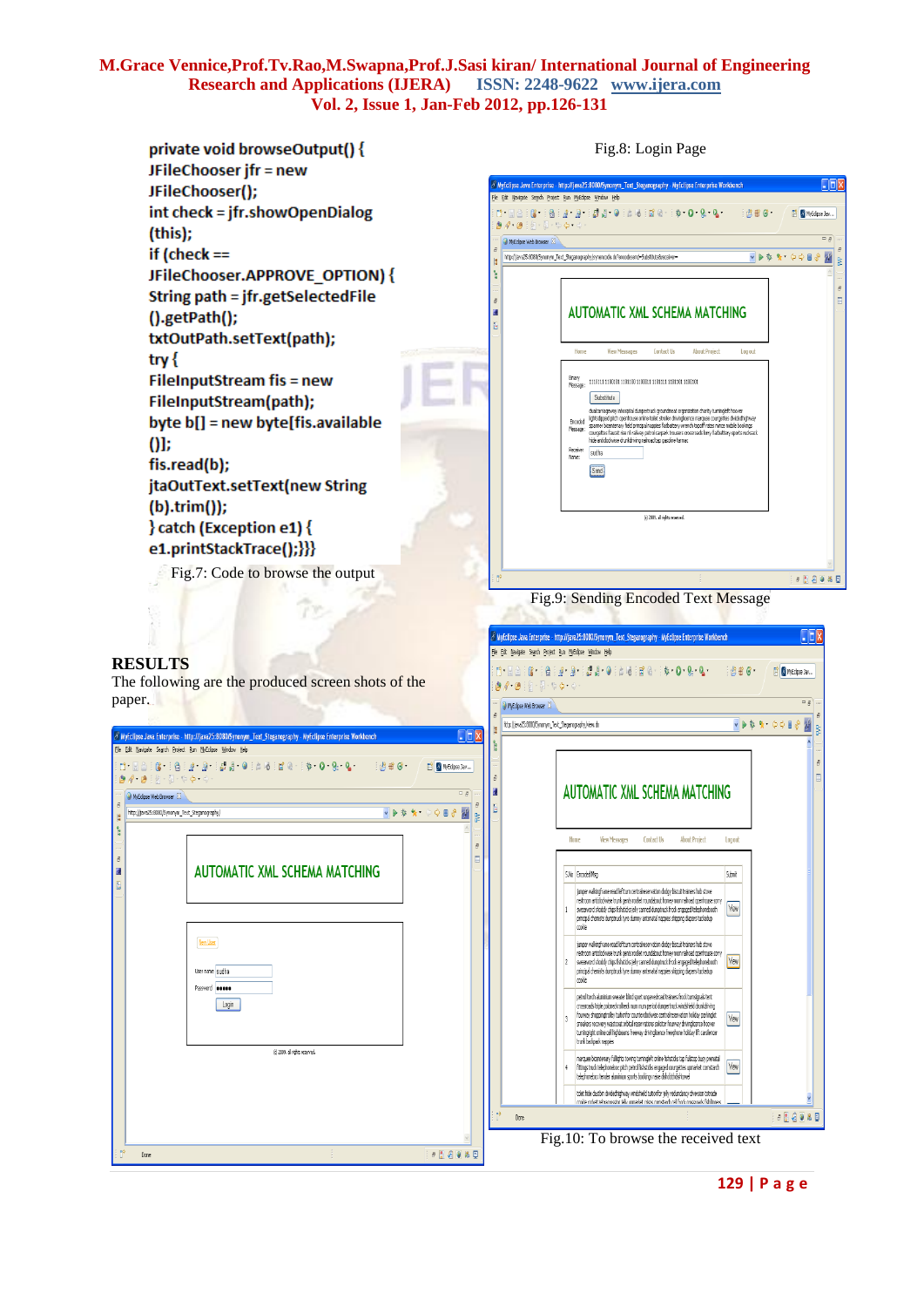```
private void browseOutput() {
JFileChooser jfr = new
JFileChooser();
int check = jfr.showOpenDialog
(this);
if (check ==
JFileChooser.APPROVE_OPTION) {
String path = jfr.getSelectedFile
().getPath();
txtOutPath.setText(path);
try {
FileInputStream fis = new
FileInputStream(path);
byte b[] = new byte[fis.available
()];
fis.read(b);
jtaOutText.setText(new String
(b).trim());
} catch (Exception e1) {
e1.printStackTrace();}}}
```

Fig.7: Code to browse the output

## RESULTS

The following are the produced screen shots of the paper.

Fig.8: Login Page

Fig.9: Sending Encoded Text Message

Fig.10: To browse the received text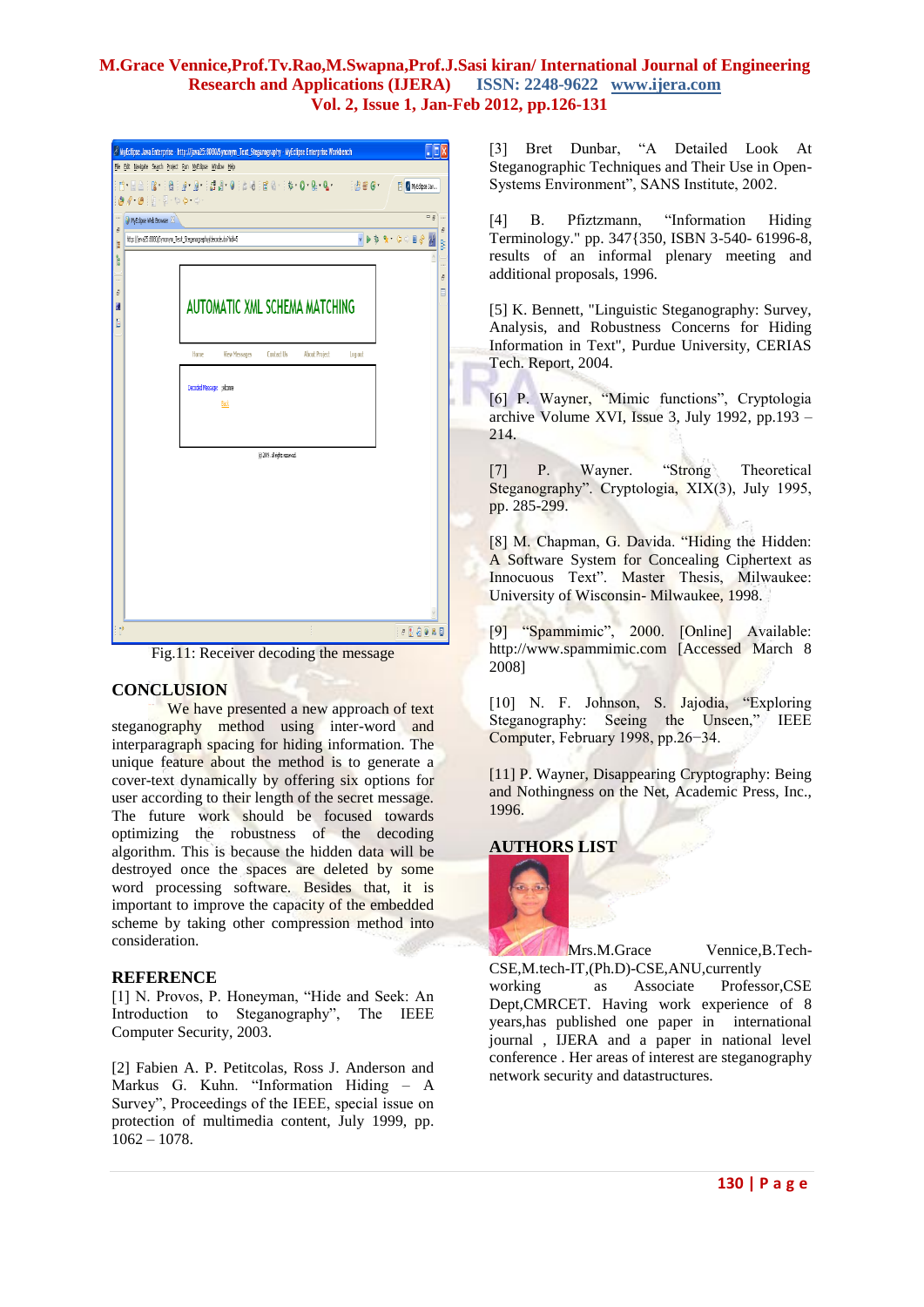Fig.11: Receiver decoding the message

## CONCLUSION

We have presented a new approach of text steganography method using inter-word and interparagraph spacing for hiding information. The unique feature about the method is to generate a cover-text dynamically by offering six options for user according to their length of the secret message. The future work should be focused towards optimizing the robustness of the decoding algorithm. This is because the hidden data will be destroyed once the spaces are deleted by some word processing software. Besides that, it is important to improve the capacity of the embedded scheme by taking other compression method into consideration.

## REFERENCE

[1] N. Provos, P. Honeyman, "Hide and Seek: An Introduction to Steganography", The IEEE Computer Security, 2003.

[2] Fabien A. P. Petitcolas, Ross J. Anderson and Markus G. Kuhn. "Information Hiding – A Survey", Proceedings of the IEEE, special issue on protection of multimedia content, July 1999, pp. 1062 – 1078.

[3] Bret Dunbar, "A Detailed Look At Steganographic Techniques and Their Use in Open-Systems Environment", SANS Institute, 2002.

[4] B. Pfiztzmann, "Information Hiding Terminology." pp. 347{350, ISBN 3-540- 61996-8, results of an informal plenary meeting and additional proposals, 1996.

[5] K. Bennett, "Linguistic Steganography: Survey, Analysis, and Robustness Concerns for Hiding Information in Text", Purdue University, CERIAS Tech. Report, 2004.

[6] P. Wayner, "Mimic functions", Cryptologia archive Volume XVI, Issue 3, July 1992, pp.193 – 214.

[7] P. Wayner. "Strong Theoretical Steganography". Cryptologia, XIX(3), July 1995, pp. 285-299.

[8] M. Chapman, G. Davida. "Hiding the Hidden: A Software System for Concealing Ciphertext as Innocuous Text". Master Thesis, Milwaukee: University of Wisconsin- Milwaukee, 1998.

[9] "Spammimic", 2000. [Online] Available: http://www.spammimic.com [Accessed March 8 2008]

[10] N. F. Johnson, S. Jajodia, "Exploring Steganography: Seeing the Unseen," IEEE Computer, February 1998, pp.26–34.

[11] P. Wayner, Disappearing Cryptography: Being and Nothingness on the Net, Academic Press, Inc., 1996.

## AUTHORS LIST

Mrs.M.Grace Vennice,B.Tech-CSE,M.tech-IT,(Ph.D)-CSE,ANU,currently working as Associate Professor,CSE Dept,CMRCET. Having work experience of 8 years,has published one paper in international journal , IJERA and a paper in national level conference . Her areas of interest are steganography network security and datastructures.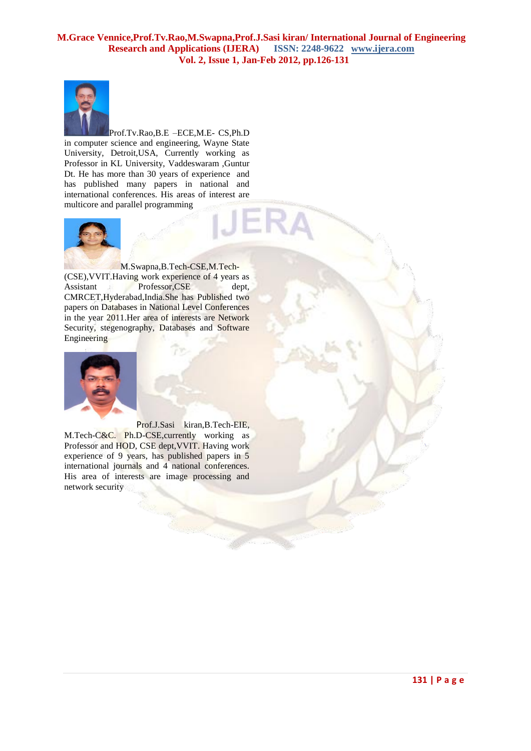Prof.Tv.Rao,B.E –ECE,M.E- CS,Ph.D in computer science and engineering, Wayne State University, Detroit,USA, Currently working as Professor in KL University, Vaddeswaram ,Guntur Dt. He has more than 30 years of experience and has published many papers in national and international conferences. His areas of interest are multicore and parallel programming

M.Swapna,B.Tech-CSE,M.Tech-(CSE),VVIT.Having work experience of 4 years as Assistant Professor,CSE dept, CMRCET,Hyderabad,India.She has Published two papers on Databases in National Level Conferences in the year 2011.Her area of interests are Network Security, stegenography, Databases and Software Engineering

Prof.J.Sasi kiran,B.Tech-EIE, M.Tech-C&C. Ph.D-CSE,currently working as Professor and HOD, CSE dept,VVIT. Having work experience of 9 years, has published papers in 5 international journals and 4 national conferences. His area of interests are image processing and network security